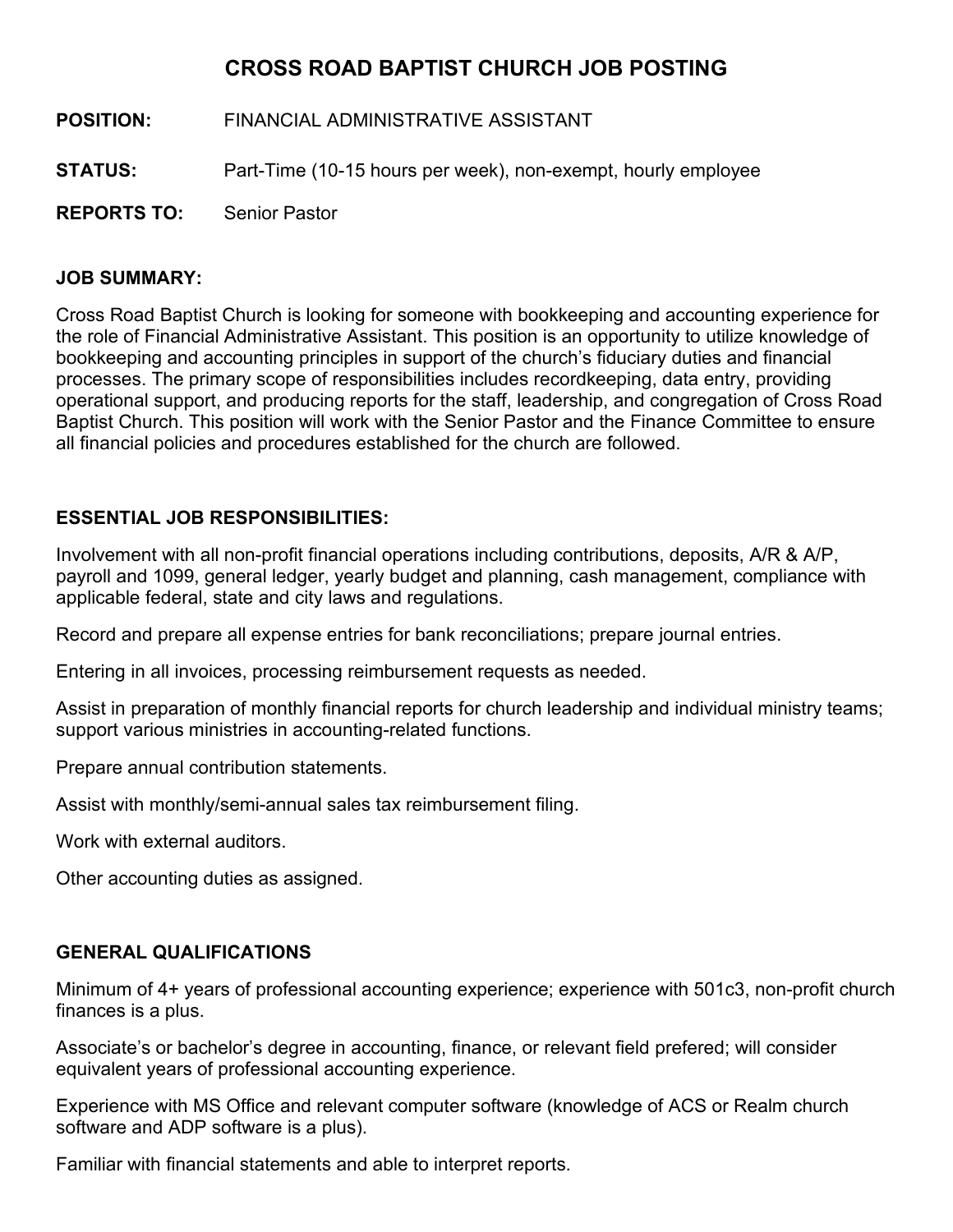# CROSS ROAD BAPTIST CHURCH JOB POSTING

**POSITION:** FINANCIAL ADMINISTRATIVE ASSISTANT

**STATUS:** Part-Time (10-15 hours per week), non-exempt, hourly employee

**REPORTS TO:** Senior Pastor

## JOB SUMMARY:

Cross Road Baptist Church is looking for someone with bookkeeping and accounting experience for the role of Financial Administrative Assistant. This position is an opportunity to utilize knowledge of bookkeeping and accounting principles in support of the church's fiduciary duties and financial processes. The primary scope of responsibilities includes recordkeeping, data entry, providing operational support, and producing reports for the staff, leadership, and congregation of Cross Road Baptist Church. This position will work with the Senior Pastor and the Finance Committee to ensure all financial policies and procedures established for the church are followed.

## ESSENTIAL JOB RESPONSIBILITIES:

Involvement with all non-profit financial operations including contributions, deposits, A/R & A/P, payroll and 1099, general ledger, yearly budget and planning, cash management, compliance with applicable federal, state and city laws and regulations.

Record and prepare all expense entries for bank reconciliations; prepare journal entries.

Entering in all invoices, processing reimbursement requests as needed.

Assist in preparation of monthly financial reports for church leadership and individual ministry teams; support various ministries in accounting-related functions.

Prepare annual contribution statements.

Assist with monthly/semi-annual sales tax reimbursement filing.

Work with external auditors.

Other accounting duties as assigned.

## GENERAL QUALIFICATIONS

Minimum of 4+ years of professional accounting experience; experience with 501c3, non-profit church finances is a plus.

Associate's or bachelor's degree in accounting, finance, or relevant field prefered; will consider equivalent years of professional accounting experience.

Experience with MS Office and relevant computer software (knowledge of ACS or Realm church software and ADP software is a plus).

Familiar with financial statements and able to interpret reports.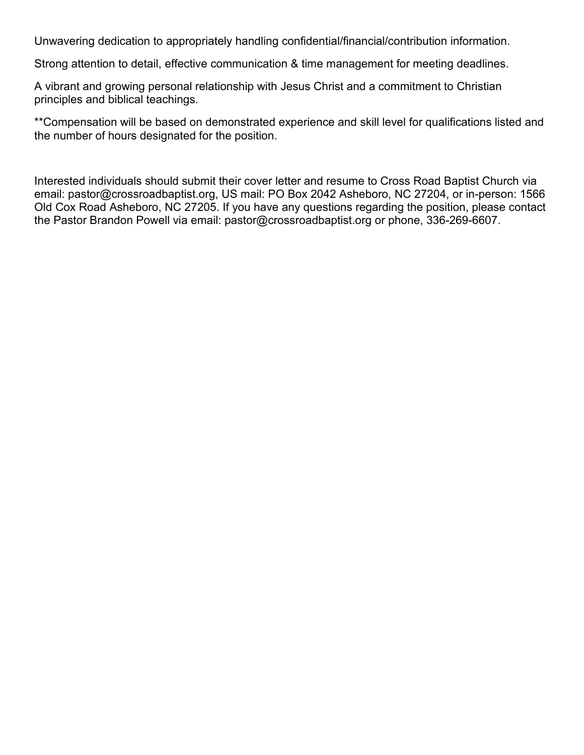Unwavering dedication to appropriately handling confidential/financial/contribution information.

Strong attention to detail, effective communication & time management for meeting deadlines.

A vibrant and growing personal relationship with Jesus Christ and a commitment to Christian principles and biblical teachings.

**Compensation will be based on demonstrated experience and skill level for qualifications listed and the number of hours designated for the position.

Interested individuals should submit their cover letter and resume to Cross Road Baptist Church via email: pastor@crossroadbaptist.org, US mail: PO Box 2042 Asheboro, NC 27204, or in-person: 1566 Old Cox Road Asheboro, NC 27205. If you have any questions regarding the position, please contact the Pastor Brandon Powell via email: pastor@crossroadbaptist.org or phone, 336-269-6607.